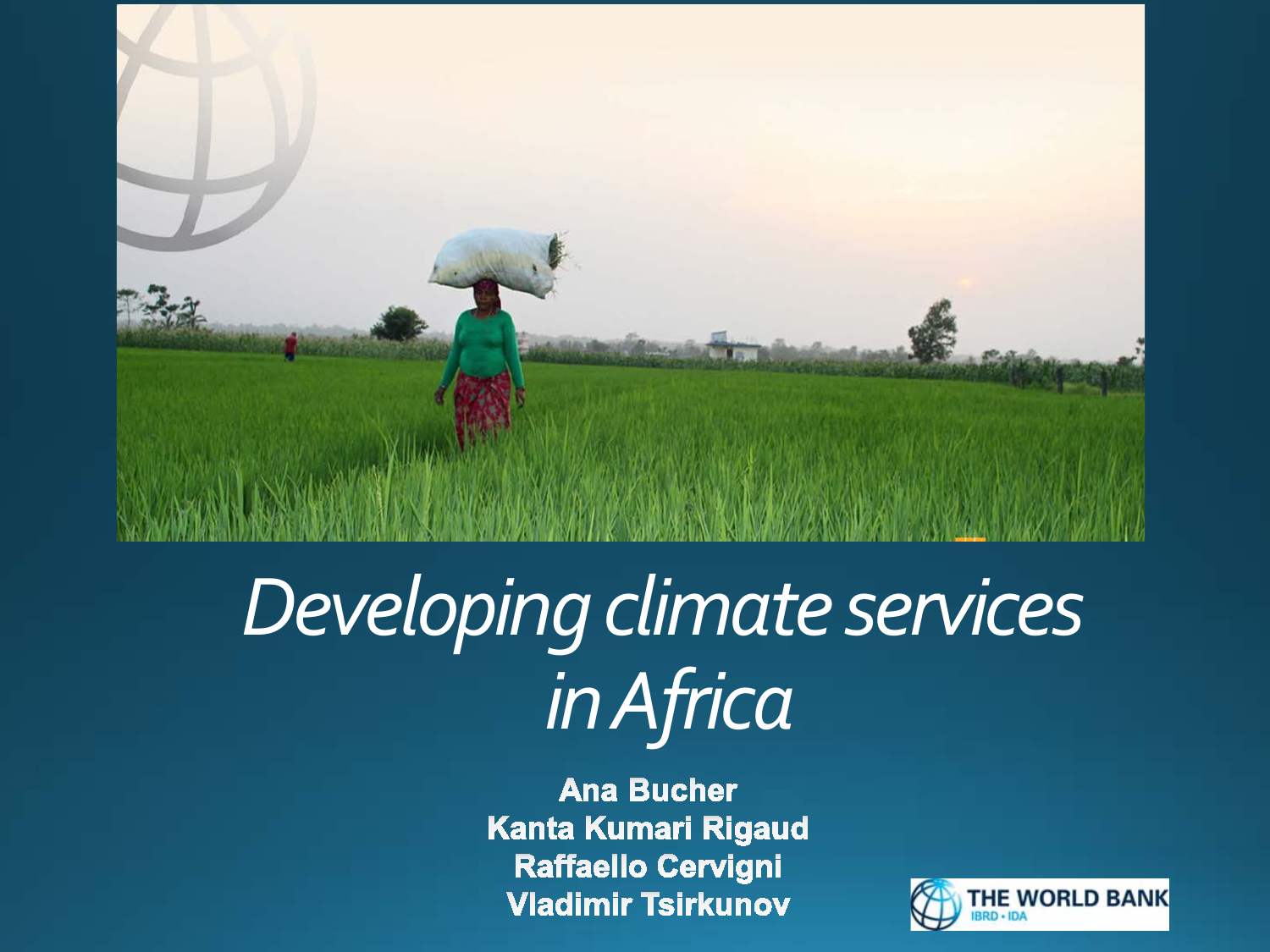# *Developing climate services in Africa*

**Ana Bucher**
**Kanta Kumari Rigaud**
**Raffaello Cervigni**
**Vladimir Tsirkunov**

THE WORLD BANK
IBRD • IDA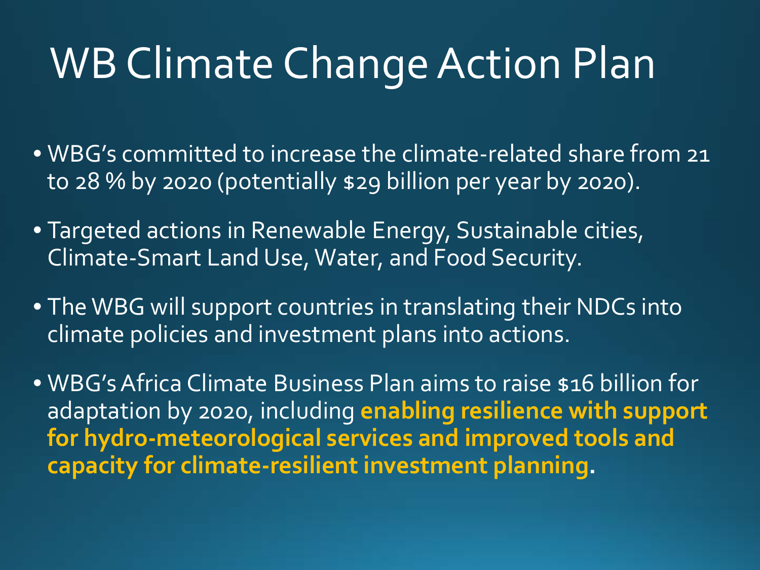# WB Climate Change Action Plan

- WBG's committed to increase the climate-related share from 21 to 28 % by 2020 (potentially $29 billion per year by 2020).
- Targeted actions in Renewable Energy, Sustainable cities, Climate-Smart Land Use, Water, and Food Security.
- The WBG will support countries in translating their NDCs into climate policies and investment plans into actions.
- WBG's Africa Climate Business Plan aims to raise $16 billion for adaptation by 2020, including **enabling resilience with support for hydro-meteorological services and improved tools and capacity for climate-resilient investment planning**.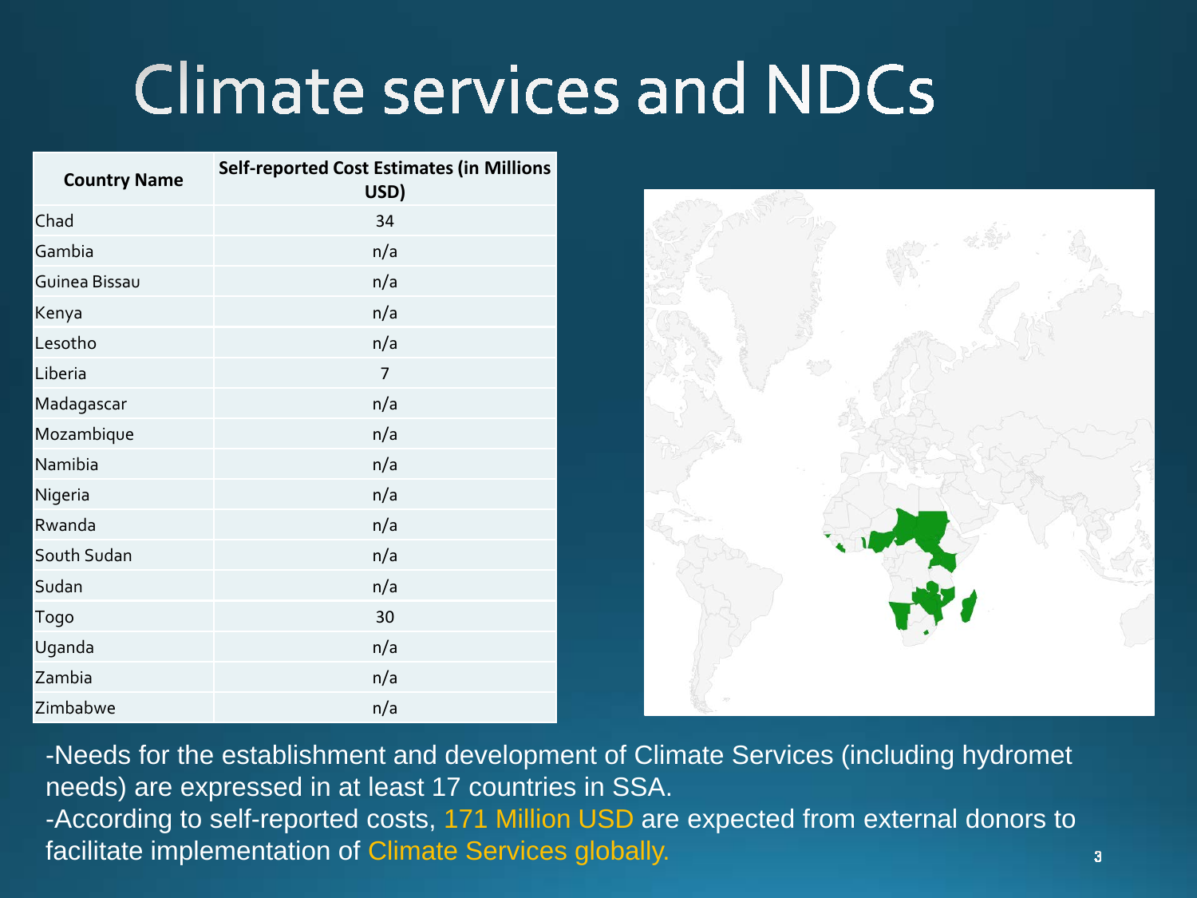# Climate services and NDCs

| Country Name | Self-reported Cost Estimates (in Millions USD) |
|---|---|
| Chad | 34 |
| Gambia | n/a |
| Guinea Bissau | n/a |
| Kenya | n/a |
| Lesotho | n/a |
| Liberia | 7 |
| Madagascar | n/a |
| Mozambique | n/a |
| Namibia | n/a |
| Nigeria | n/a |
| Rwanda | n/a |
| South Sudan | n/a |
| Sudan | n/a |
| Togo | 30 |
| Uganda | n/a |
| Zambia | n/a |
| Zimbabwe | n/a |

-Needs for the establishment and development of Climate Services (including hydromet needs) are expressed in at least 17 countries in SSA.

-According to self-reported costs, 171 Million USD are expected from external donors to facilitate implementation of Climate Services globally.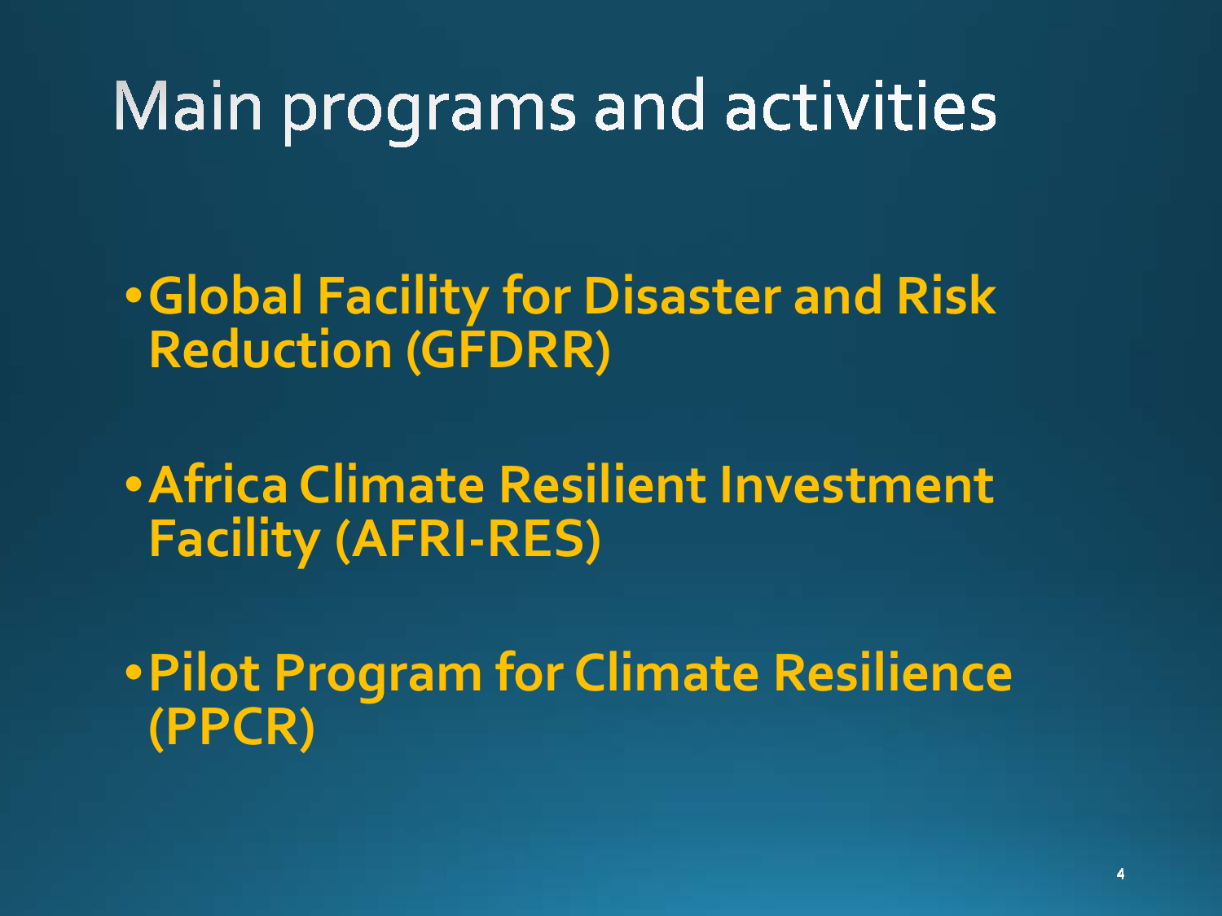# Main programs and activities

- **Global Facility for Disaster and Risk Reduction (GFDRR)**
- **Africa Climate Resilient Investment Facility (AFRI-RES)**
- **Pilot Program for Climate Resilience (PPCR)**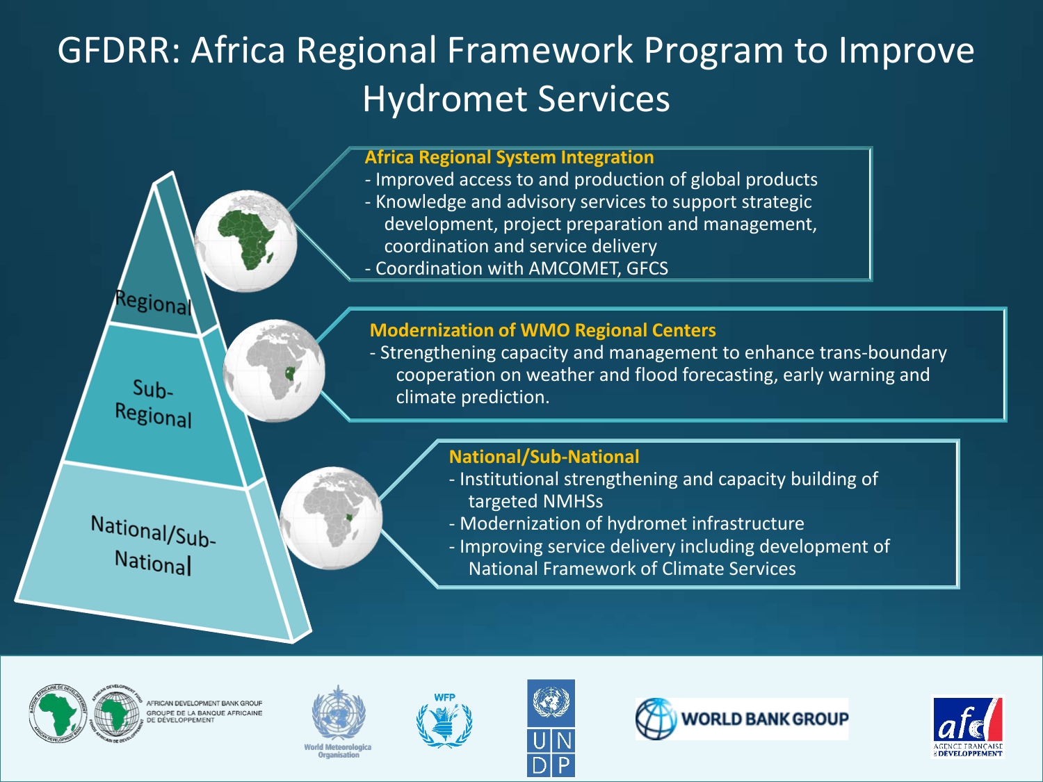# GFDRR: Africa Regional Framework Program to Improve Hydromet Services

Regional

Sub-Regional

National/Sub-National

**Africa Regional System Integration**

- Improved access to and production of global products
- Knowledge and advisory services to support strategic development, project preparation and management, coordination and service delivery
- Coordination with AMCOMET, GFCS

**Modernization of WMO Regional Centers**

- Strengthening capacity and management to enhance trans-boundary cooperation on weather and flood forecasting, early warning and climate prediction.

**National/Sub-National**

- Institutional strengthening and capacity building of targeted NMHSs
- Modernization of hydromet infrastructure
- Improving service delivery including development of National Framework of Climate Services

AFRICAN DEVELOPMENT BANK GROUP
GROUPE DE LA BANQUE AFRICAINE DE DÉVELOPPEMENT

World Meteorological Organisation

WFP

UNDP

WORLD BANK GROUP

afd AGENCE FRANÇAISE DE DÉVELOPPEMENT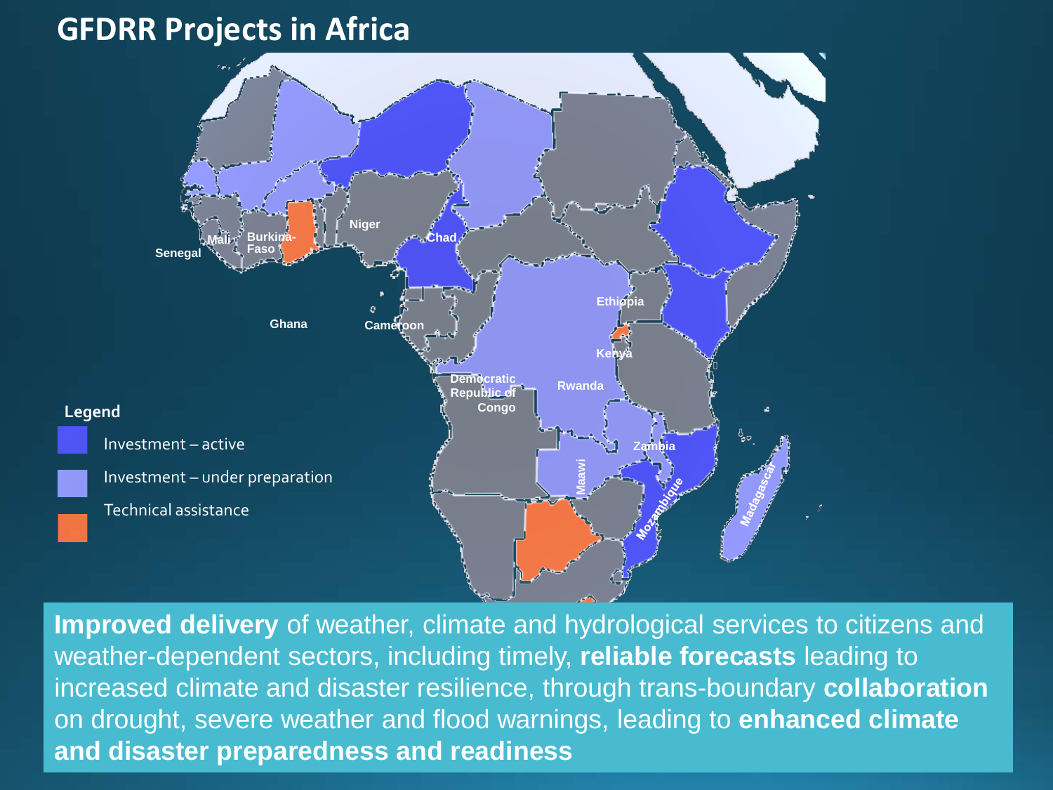# GFDRR Projects in Africa

Senegal, Mali, Burkina-Faso, Ghana, Niger, Chad, Cameroon, Ethiopia, Kenya, Rwanda, Democratic Republic of Congo, Zambia, Maawi, Mozambique, Madagascar

**Legend**

- Investment – active
- Investment – under preparation
- Technical assistance

**Improved delivery** of weather, climate and hydrological services to citizens and weather-dependent sectors, including timely, **reliable forecasts** leading to increased climate and disaster resilience, through trans-boundary **collaboration** on drought, severe weather and flood warnings, leading to **enhanced climate and disaster preparedness and readiness**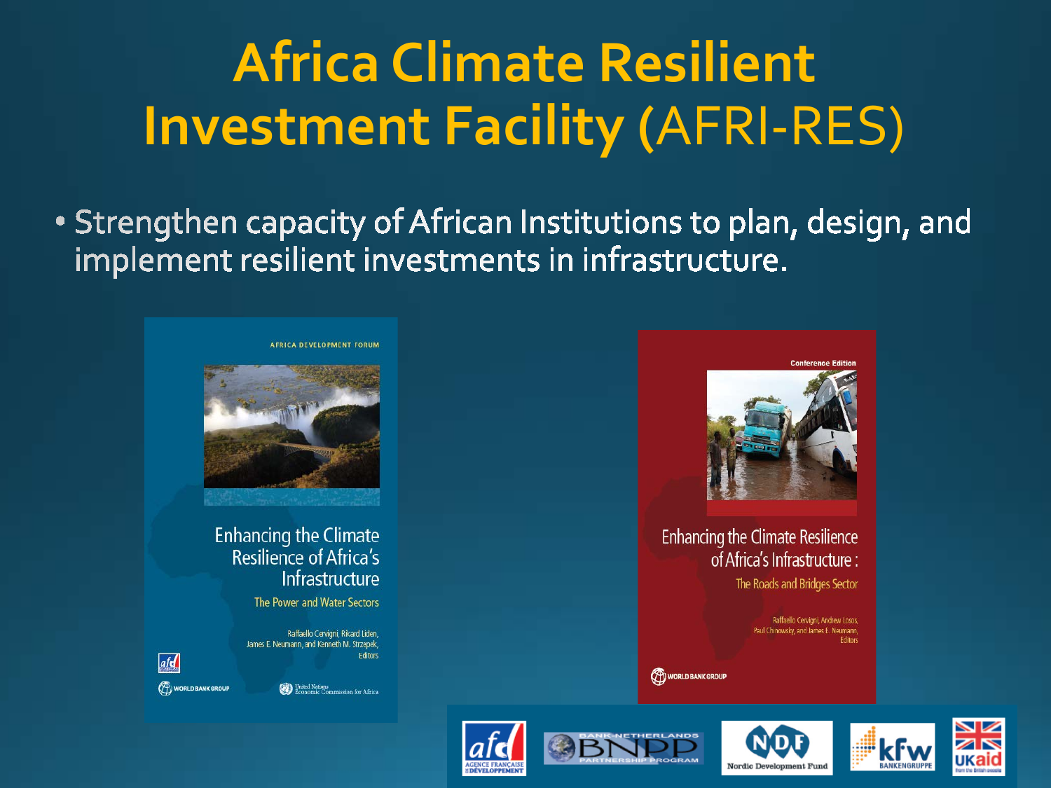# Africa Climate Resilient Investment Facility (AFRI-RES)

- Strengthen capacity of African Institutions to plan, design, and implement resilient investments in infrastructure.

AFRICA DEVELOPMENT FORUM

Enhancing the Climate Resilience of Africa's Infrastructure

The Power and Water Sectors

Raffaello Cervigni, Rikard Liden, James E. Neumann, and Kenneth M. Strzepek, Editors

WORLD BANK GROUP

United Nations Economic Commission for Africa

Conference Edition

Enhancing the Climate Resilience of Africa's Infrastructure :

The Roads and Bridges Sector

Raffaello Cervigni, Andrew Losos, Paul Chinowsky, and James E. Neumann, Editors

WORLD BANK GROUP

afd AGENCE FRANCAISE DE DÉVELOPPEMENT | BANK-NETHERLANDS BNPP PARTNERSHIP PROGRAM | NDF Nordic Development Fund | kfw BANKENGRUPPE | UKaid from the British people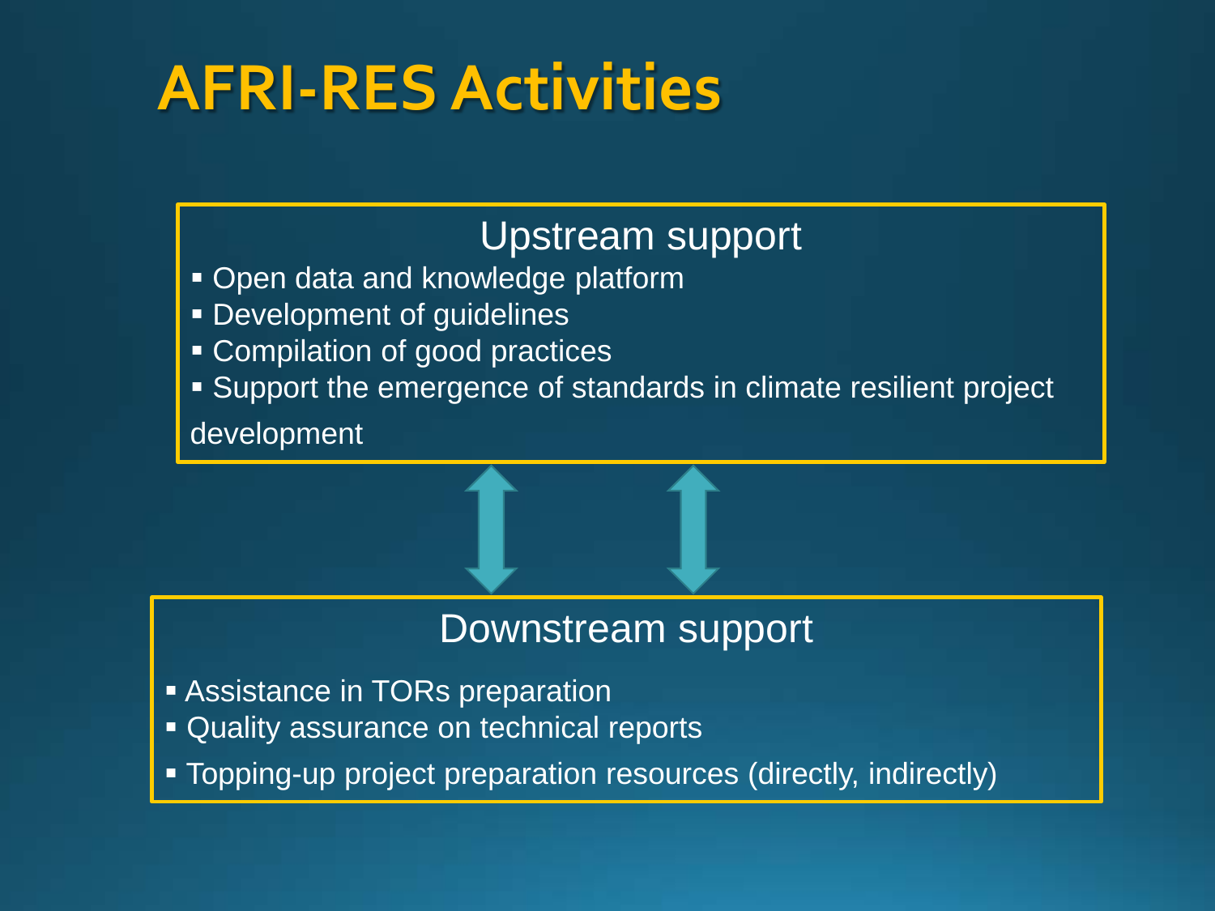# AFRI-RES Activities

## Upstream support

- Open data and knowledge platform
- Development of guidelines
- Compilation of good practices
- Support the emergence of standards in climate resilient project development

## Downstream support

- Assistance in TORs preparation
- Quality assurance on technical reports
- Topping-up project preparation resources (directly, indirectly)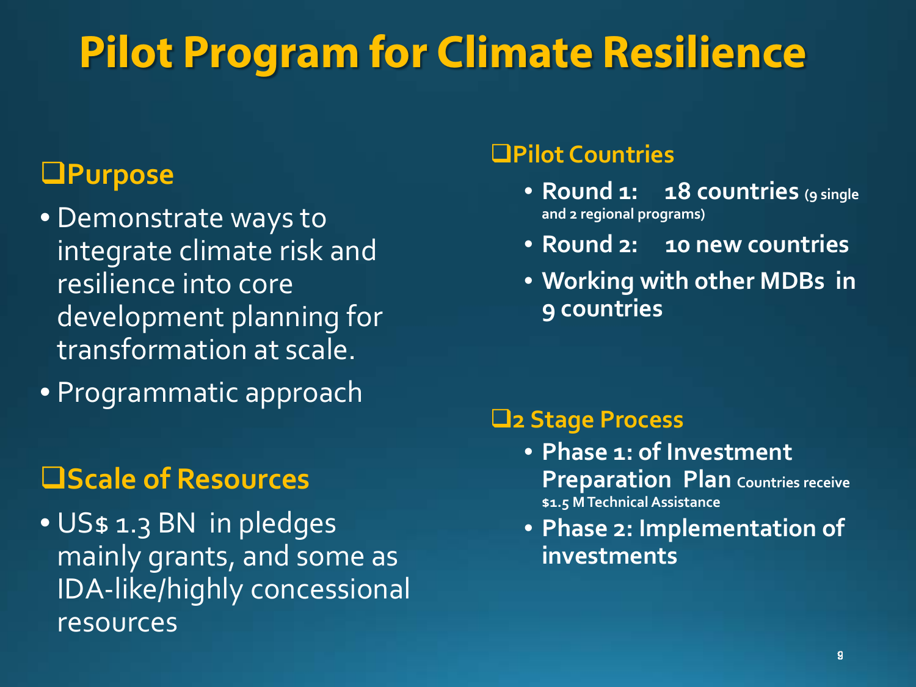# Pilot Program for Climate Resilience

## ❑Purpose

- Demonstrate ways to integrate climate risk and resilience into core development planning for transformation at scale.
- Programmatic approach

## ❑Scale of Resources

- US$ 1.3 BN in pledges mainly grants, and some as IDA-like/highly concessional resources

## ❑Pilot Countries

- **Round 1: 18 countries** (9 single and 2 regional programs)
- **Round 2: 10 new countries**
- **Working with other MDBs in 9 countries**

## ❑2 Stage Process

- **Phase 1: of Investment Preparation Plan** Countries receive $1.5 M Technical Assistance
- **Phase 2: Implementation of investments**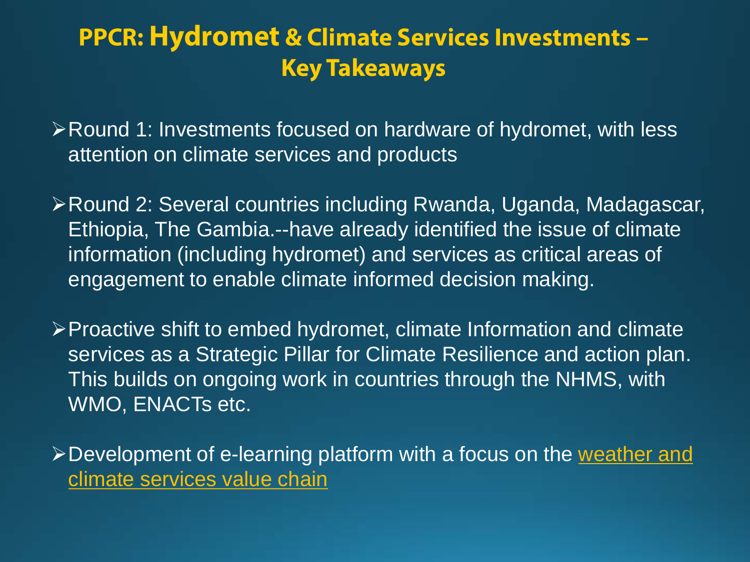# PPCR: Hydromet & Climate Services Investments – Key Takeaways

- Round 1: Investments focused on hardware of hydromet, with less attention on climate services and products

- Round 2: Several countries including Rwanda, Uganda, Madagascar, Ethiopia, The Gambia.--have already identified the issue of climate information (including hydromet) and services as critical areas of engagement to enable climate informed decision making.

- Proactive shift to embed hydromet, climate Information and climate services as a Strategic Pillar for Climate Resilience and action plan. This builds on ongoing work in countries through the NHMS, with WMO, ENACTs etc.

- Development of e-learning platform with a focus on the weather and climate services value chain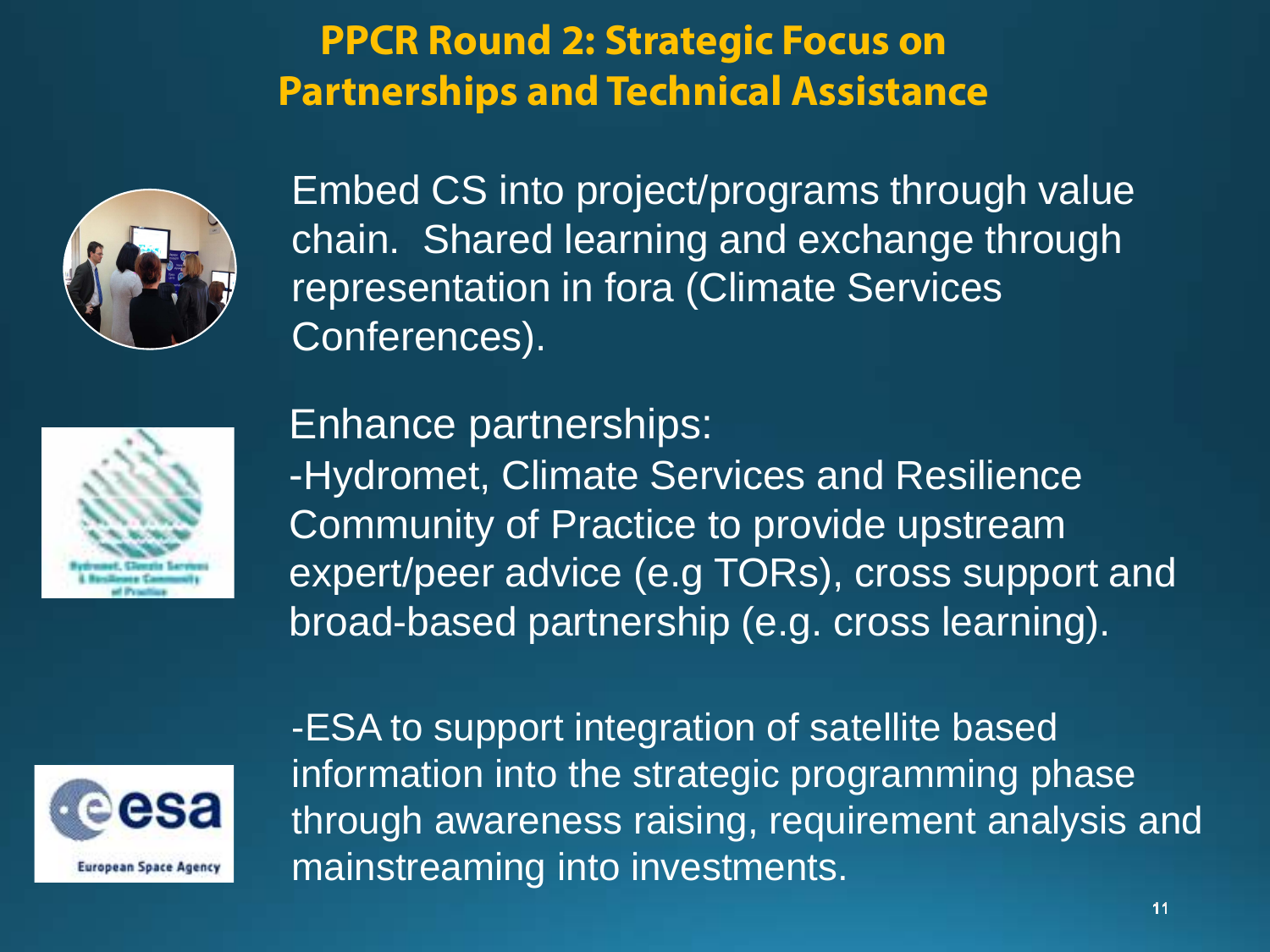# PPCR Round 2: Strategic Focus on Partnerships and Technical Assistance

Embed CS into project/programs through value chain. Shared learning and exchange through representation in fora (Climate Services Conferences).

Enhance partnerships:

-Hydromet, Climate Services and Resilience Community of Practice to provide upstream expert/peer advice (e.g TORs), cross support and broad-based partnership (e.g. cross learning).

-ESA to support integration of satellite based information into the strategic programming phase through awareness raising, requirement analysis and mainstreaming into investments.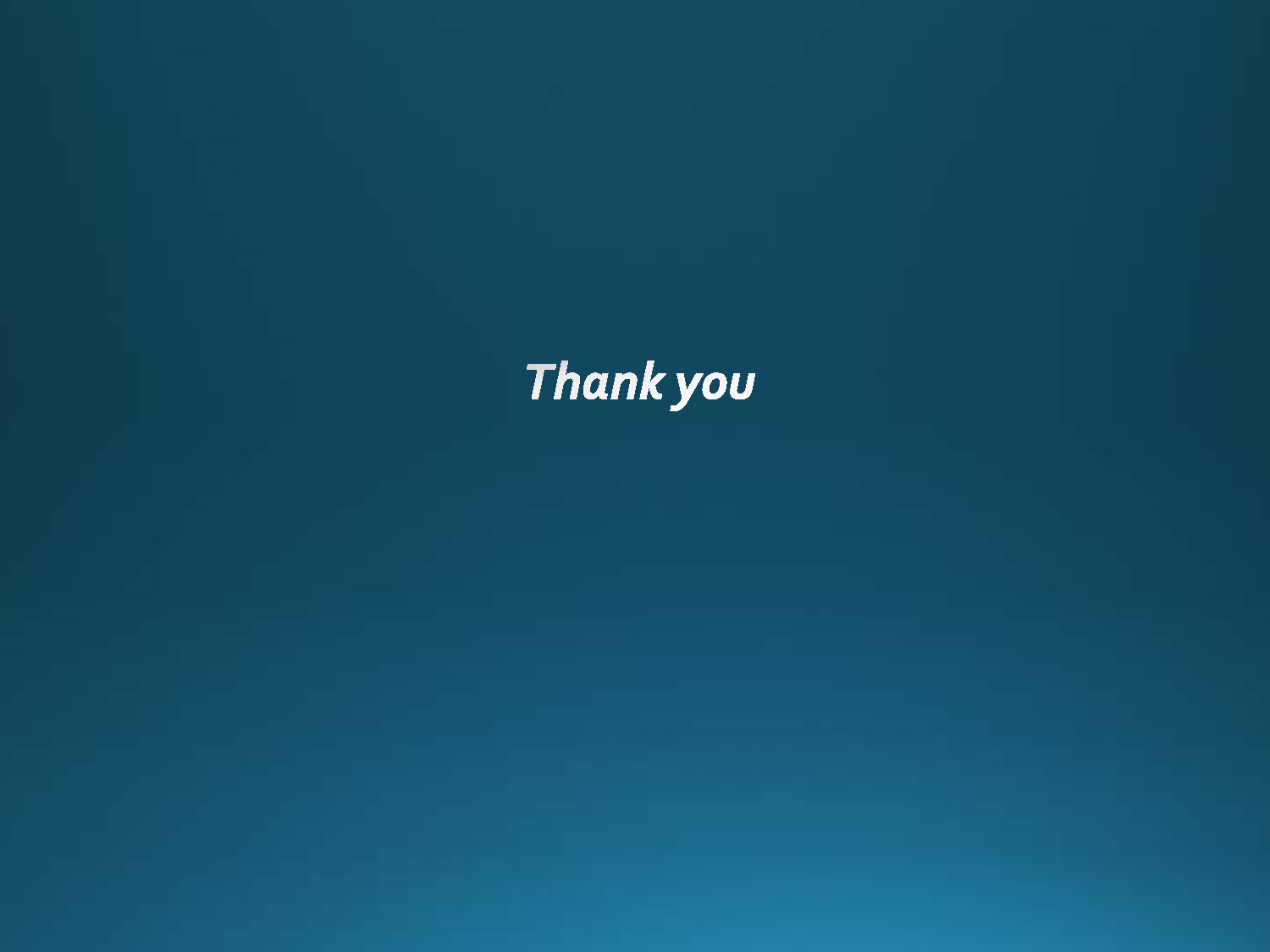***Thank you***